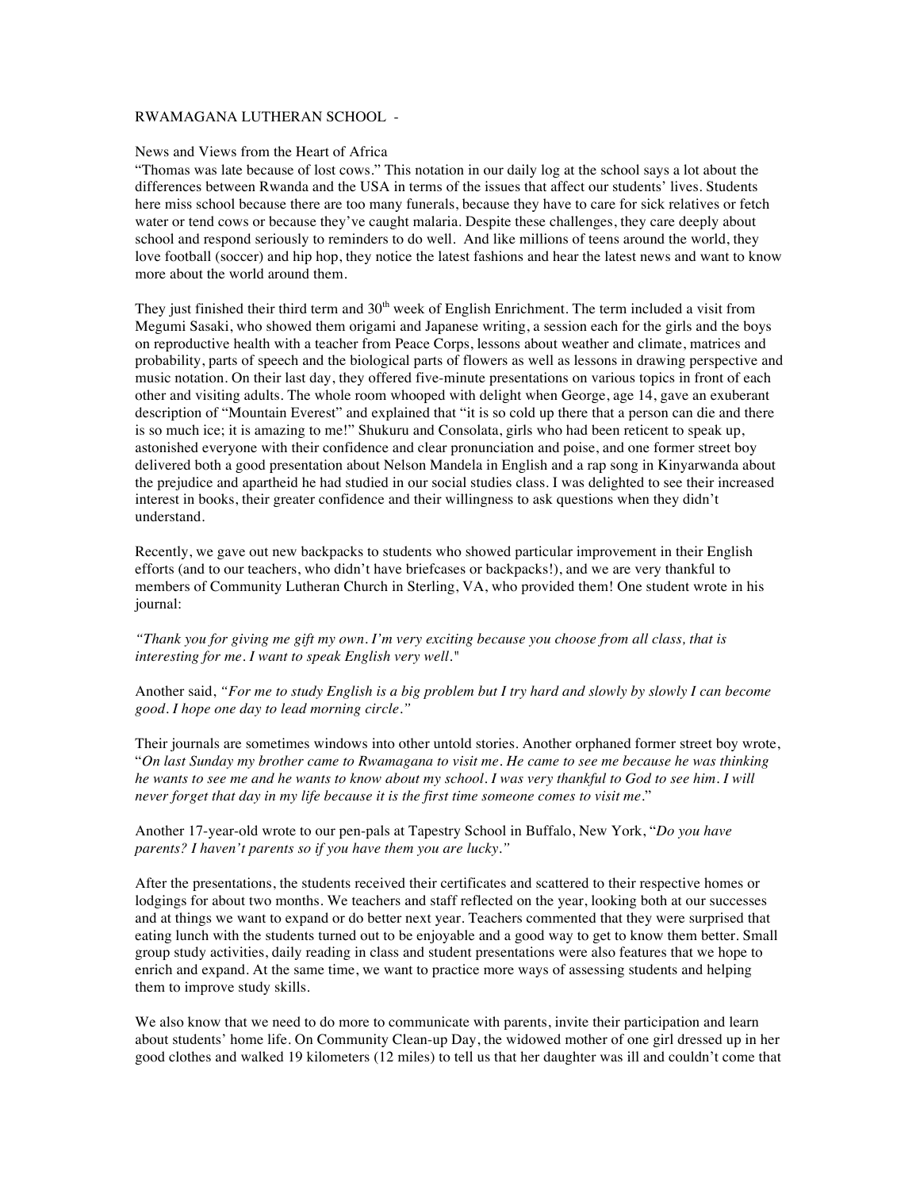RWAMAGANA LUTHERAN SCHOOL -

News and Views from the Heart of Africa

"Thomas was late because of lost cows." This notation in our daily log at the school says a lot about the differences between Rwanda and the USA in terms of the issues that affect our students' lives. Students here miss school because there are too many funerals, because they have to care for sick relatives or fetch water or tend cows or because they've caught malaria. Despite these challenges, they care deeply about school and respond seriously to reminders to do well. And like millions of teens around the world, they love football (soccer) and hip hop, they notice the latest fashions and hear the latest news and want to know more about the world around them.

They just finished their third term and 30th week of English Enrichment. The term included a visit from Megumi Sasaki, who showed them origami and Japanese writing, a session each for the girls and the boys on reproductive health with a teacher from Peace Corps, lessons about weather and climate, matrices and probability, parts of speech and the biological parts of flowers as well as lessons in drawing perspective and music notation. On their last day, they offered five-minute presentations on various topics in front of each other and visiting adults. The whole room whooped with delight when George, age 14, gave an exuberant description of "Mountain Everest" and explained that "it is so cold up there that a person can die and there is so much ice; it is amazing to me!" Shukuru and Consolata, girls who had been reticent to speak up, astonished everyone with their confidence and clear pronunciation and poise, and one former street boy delivered both a good presentation about Nelson Mandela in English and a rap song in Kinyarwanda about the prejudice and apartheid he had studied in our social studies class. I was delighted to see their increased interest in books, their greater confidence and their willingness to ask questions when they didn't understand.

Recently, we gave out new backpacks to students who showed particular improvement in their English efforts (and to our teachers, who didn't have briefcases or backpacks!), and we are very thankful to members of Community Lutheran Church in Sterling, VA, who provided them! One student wrote in his journal:

*"Thank you for giving me gift my own. I'm very exciting because you choose from all class, that is interesting for me. I want to speak English very well."*

Another said, *"For me to study English is a big problem but I try hard and slowly by slowly I can become good. I hope one day to lead morning circle."*

Their journals are sometimes windows into other untold stories. Another orphaned former street boy wrote, "*On last Sunday my brother came to Rwamagana to visit me. He came to see me because he was thinking he wants to see me and he wants to know about my school. I was very thankful to God to see him. I will never forget that day in my life because it is the first time someone comes to visit me*."

Another 17-year-old wrote to our pen-pals at Tapestry School in Buffalo, New York, "*Do you have parents? I haven't parents so if you have them you are lucky."*

After the presentations, the students received their certificates and scattered to their respective homes or lodgings for about two months. We teachers and staff reflected on the year, looking both at our successes and at things we want to expand or do better next year. Teachers commented that they were surprised that eating lunch with the students turned out to be enjoyable and a good way to get to know them better. Small group study activities, daily reading in class and student presentations were also features that we hope to enrich and expand. At the same time, we want to practice more ways of assessing students and helping them to improve study skills.

We also know that we need to do more to communicate with parents, invite their participation and learn about students' home life. On Community Clean-up Day, the widowed mother of one girl dressed up in her good clothes and walked 19 kilometers (12 miles) to tell us that her daughter was ill and couldn't come that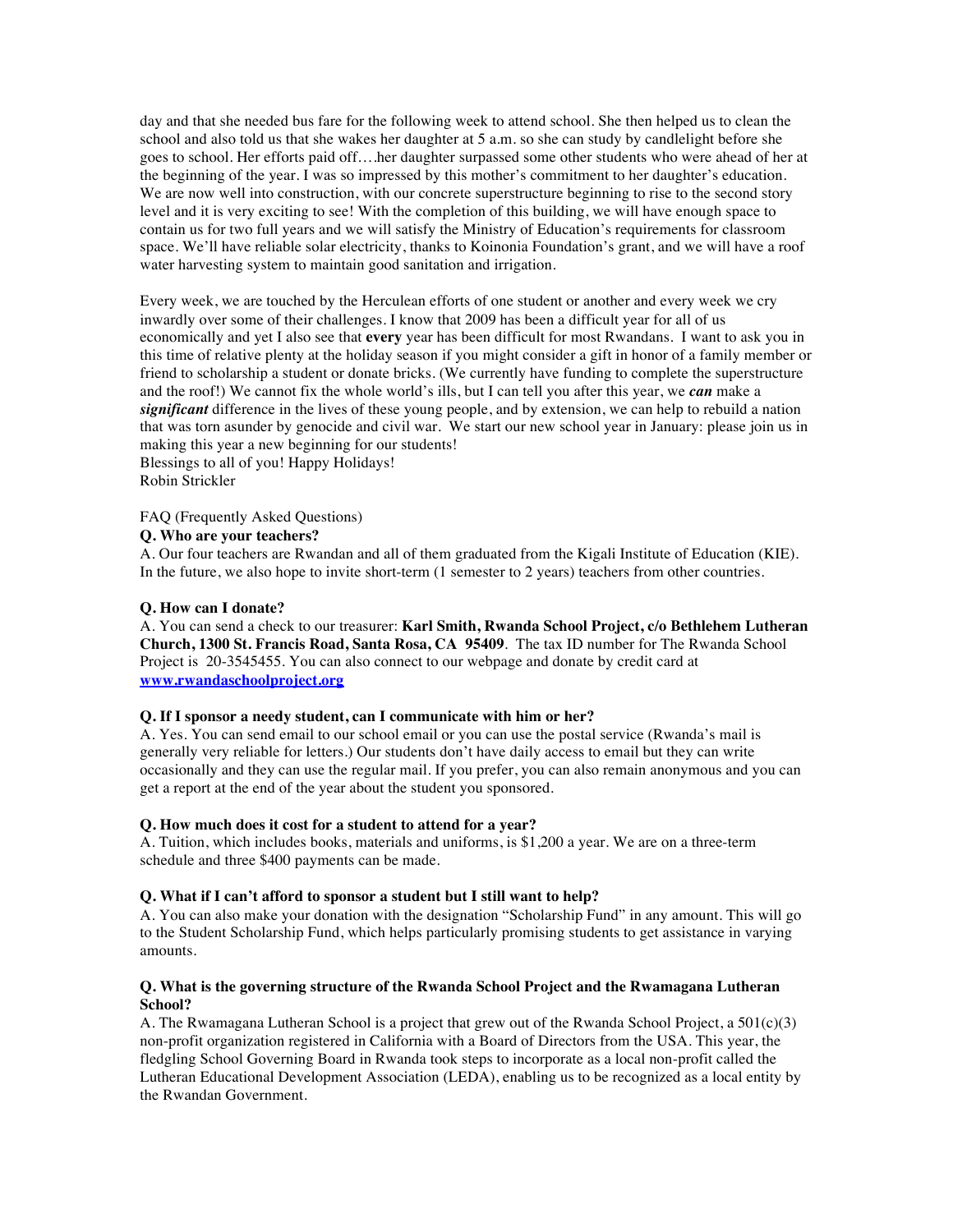day and that she needed bus fare for the following week to attend school. She then helped us to clean the school and also told us that she wakes her daughter at 5 a.m. so she can study by candlelight before she goes to school. Her efforts paid off….her daughter surpassed some other students who were ahead of her at the beginning of the year. I was so impressed by this mother's commitment to her daughter's education. We are now well into construction, with our concrete superstructure beginning to rise to the second story level and it is very exciting to see! With the completion of this building, we will have enough space to contain us for two full years and we will satisfy the Ministry of Education's requirements for classroom space. We'll have reliable solar electricity, thanks to Koinonia Foundation's grant, and we will have a roof water harvesting system to maintain good sanitation and irrigation.

Every week, we are touched by the Herculean efforts of one student or another and every week we cry inwardly over some of their challenges. I know that 2009 has been a difficult year for all of us economically and yet I also see that **every** year has been difficult for most Rwandans. I want to ask you in this time of relative plenty at the holiday season if you might consider a gift in honor of a family member or friend to scholarship a student or donate bricks. (We currently have funding to complete the superstructure and the roof!) We cannot fix the whole world's ills, but I can tell you after this year, we ***can*** make a ***significant*** difference in the lives of these young people, and by extension, we can help to rebuild a nation that was torn asunder by genocide and civil war. We start our new school year in January: please join us in making this year a new beginning for our students!
Blessings to all of you! Happy Holidays!
Robin Strickler

FAQ (Frequently Asked Questions)

**Q. Who are your teachers?**

A. Our four teachers are Rwandan and all of them graduated from the Kigali Institute of Education (KIE). In the future, we also hope to invite short-term (1 semester to 2 years) teachers from other countries.

**Q. How can I donate?**

A. You can send a check to our treasurer: **Karl Smith, Rwanda School Project, c/o Bethlehem Lutheran Church, 1300 St. Francis Road, Santa Rosa, CA 95409**. The tax ID number for The Rwanda School Project is 20-3545455. You can also connect to our webpage and donate by credit card at **www.rwandaschoolproject.org**

**Q. If I sponsor a needy student, can I communicate with him or her?**

A. Yes. You can send email to our school email or you can use the postal service (Rwanda's mail is generally very reliable for letters.) Our students don't have daily access to email but they can write occasionally and they can use the regular mail. If you prefer, you can also remain anonymous and you can get a report at the end of the year about the student you sponsored.

**Q. How much does it cost for a student to attend for a year?**

A. Tuition, which includes books, materials and uniforms, is $1,200 a year. We are on a three-term schedule and three $400 payments can be made.

**Q. What if I can't afford to sponsor a student but I still want to help?**

A. You can also make your donation with the designation "Scholarship Fund" in any amount. This will go to the Student Scholarship Fund, which helps particularly promising students to get assistance in varying amounts.

**Q. What is the governing structure of the Rwanda School Project and the Rwamagana Lutheran School?**

A. The Rwamagana Lutheran School is a project that grew out of the Rwanda School Project, a 501(c)(3) non-profit organization registered in California with a Board of Directors from the USA. This year, the fledgling School Governing Board in Rwanda took steps to incorporate as a local non-profit called the Lutheran Educational Development Association (LEDA), enabling us to be recognized as a local entity by the Rwandan Government.